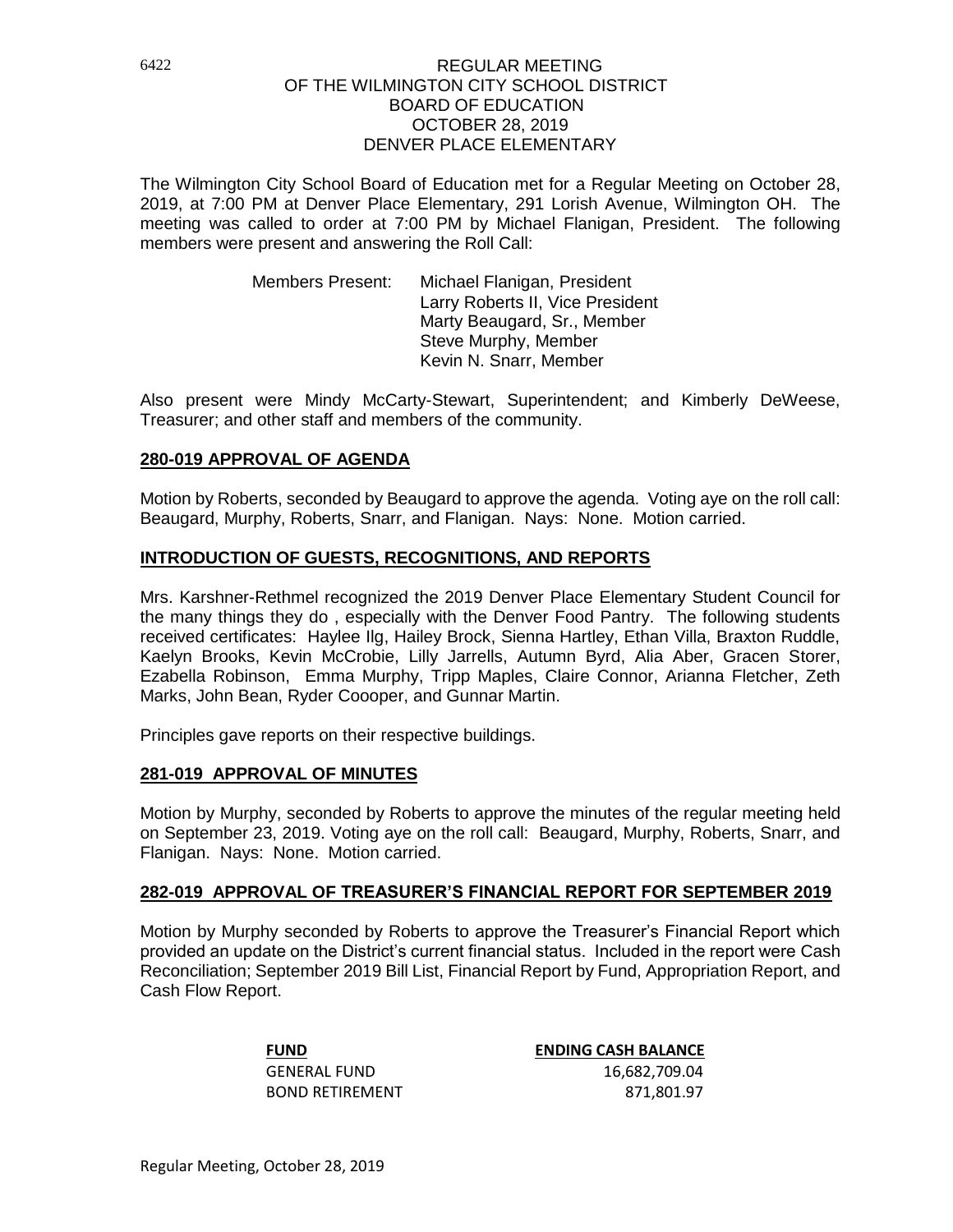# REGULAR MEETING OF THE WILMINGTON CITY SCHOOL DISTRICT BOARD OF EDUCATION OCTOBER 28, 2019 DENVER PLACE ELEMENTARY

The Wilmington City School Board of Education met for a Regular Meeting on October 28, 2019, at 7:00 PM at Denver Place Elementary, 291 Lorish Avenue, Wilmington OH. The meeting was called to order at 7:00 PM by Michael Flanigan, President. The following members were present and answering the Roll Call:

Members Present: Michael Flanigan, President
Larry Roberts II, Vice President
Marty Beaugard, Sr., Member
Steve Murphy, Member
Kevin N. Snarr, Member

Also present were Mindy McCarty-Stewart, Superintendent; and Kimberly DeWeese, Treasurer; and other staff and members of the community.

## 280-019 APPROVAL OF AGENDA

Motion by Roberts, seconded by Beaugard to approve the agenda. Voting aye on the roll call: Beaugard, Murphy, Roberts, Snarr, and Flanigan. Nays: None. Motion carried.

## INTRODUCTION OF GUESTS, RECOGNITIONS, AND REPORTS

Mrs. Karshner-Rethmel recognized the 2019 Denver Place Elementary Student Council for the many things they do , especially with the Denver Food Pantry. The following students received certificates: Haylee Ilg, Hailey Brock, Sienna Hartley, Ethan Villa, Braxton Ruddle, Kaelyn Brooks, Kevin McCrobie, Lilly Jarrells, Autumn Byrd, Alia Aber, Gracen Storer, Ezabella Robinson, Emma Murphy, Tripp Maples, Claire Connor, Arianna Fletcher, Zeth Marks, John Bean, Ryder Coooper, and Gunnar Martin.

Principles gave reports on their respective buildings.

## 281-019 APPROVAL OF MINUTES

Motion by Murphy, seconded by Roberts to approve the minutes of the regular meeting held on September 23, 2019. Voting aye on the roll call: Beaugard, Murphy, Roberts, Snarr, and Flanigan. Nays: None. Motion carried.

## 282-019 APPROVAL OF TREASURER'S FINANCIAL REPORT FOR SEPTEMBER 2019

Motion by Murphy seconded by Roberts to approve the Treasurer's Financial Report which provided an update on the District's current financial status. Included in the report were Cash Reconciliation; September 2019 Bill List, Financial Report by Fund, Appropriation Report, and Cash Flow Report.

| FUND | ENDING CASH BALANCE |
|---|---|
| GENERAL FUND | 16,682,709.04 |
| BOND RETIREMENT | 871,801.97 |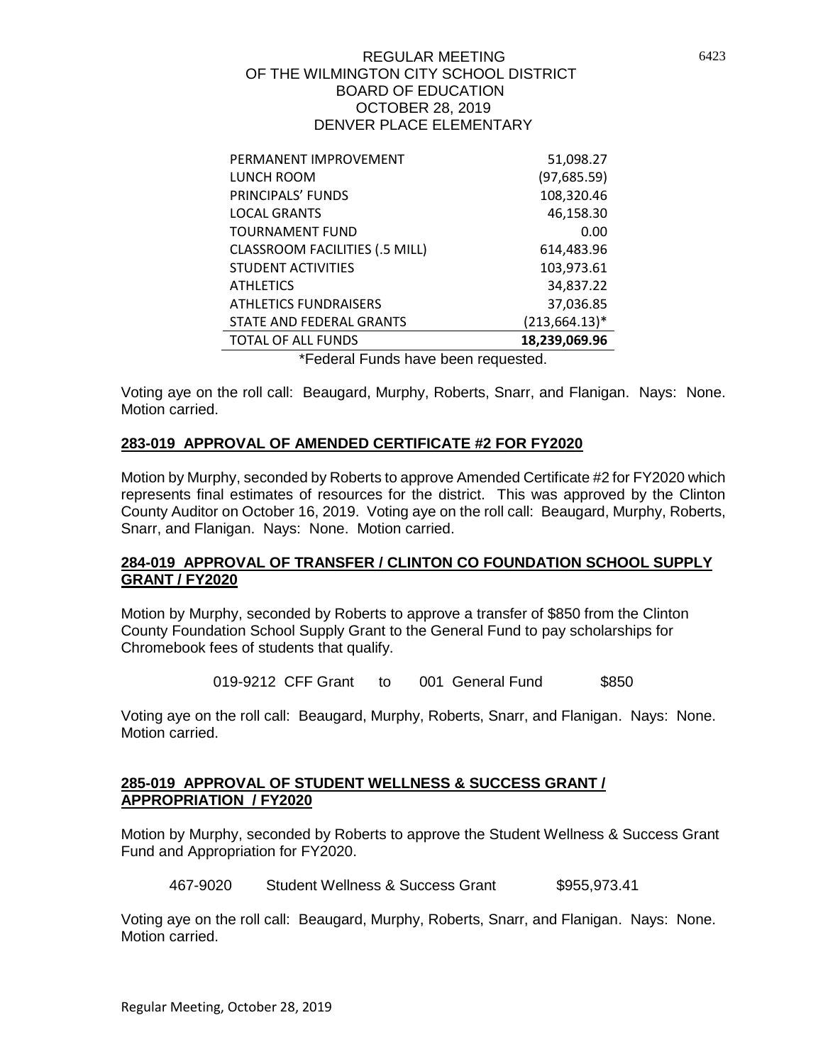| | |
|---|---|
| PERMANENT IMPROVEMENT | 51,098.27 |
| LUNCH ROOM | (97,685.59) |
| PRINCIPALS' FUNDS | 108,320.46 |
| LOCAL GRANTS | 46,158.30 |
| TOURNAMENT FUND | 0.00 |
| CLASSROOM FACILITIES (.5 MILL) | 614,483.96 |
| STUDENT ACTIVITIES | 103,973.61 |
| ATHLETICS | 34,837.22 |
| ATHLETICS FUNDRAISERS | 37,036.85 |
| STATE AND FEDERAL GRANTS | (213,664.13)* |
| TOTAL OF ALL FUNDS | **18,239,069.96** |

*Federal Funds have been requested.

Voting aye on the roll call: Beaugard, Murphy, Roberts, Snarr, and Flanigan. Nays: None. Motion carried.

## 283-019 APPROVAL OF AMENDED CERTIFICATE #2 FOR FY2020

Motion by Murphy, seconded by Roberts to approve Amended Certificate #2 for FY2020 which represents final estimates of resources for the district. This was approved by the Clinton County Auditor on October 16, 2019. Voting aye on the roll call: Beaugard, Murphy, Roberts, Snarr, and Flanigan. Nays: None. Motion carried.

## 284-019 APPROVAL OF TRANSFER / CLINTON CO FOUNDATION SCHOOL SUPPLY GRANT / FY2020

Motion by Murphy, seconded by Roberts to approve a transfer of $850 from the Clinton County Foundation School Supply Grant to the General Fund to pay scholarships for Chromebook fees of students that qualify.

| | | | |
|---|---|---|---|
| 019-9212 CFF Grant | to | 001 General Fund | $850 |

Voting aye on the roll call: Beaugard, Murphy, Roberts, Snarr, and Flanigan. Nays: None. Motion carried.

## 285-019 APPROVAL OF STUDENT WELLNESS & SUCCESS GRANT / APPROPRIATION / FY2020

Motion by Murphy, seconded by Roberts to approve the Student Wellness & Success Grant Fund and Appropriation for FY2020.

| | | |
|---|---|---|
| 467-9020 | Student Wellness & Success Grant | $955,973.41 |

Voting aye on the roll call: Beaugard, Murphy, Roberts, Snarr, and Flanigan. Nays: None. Motion carried.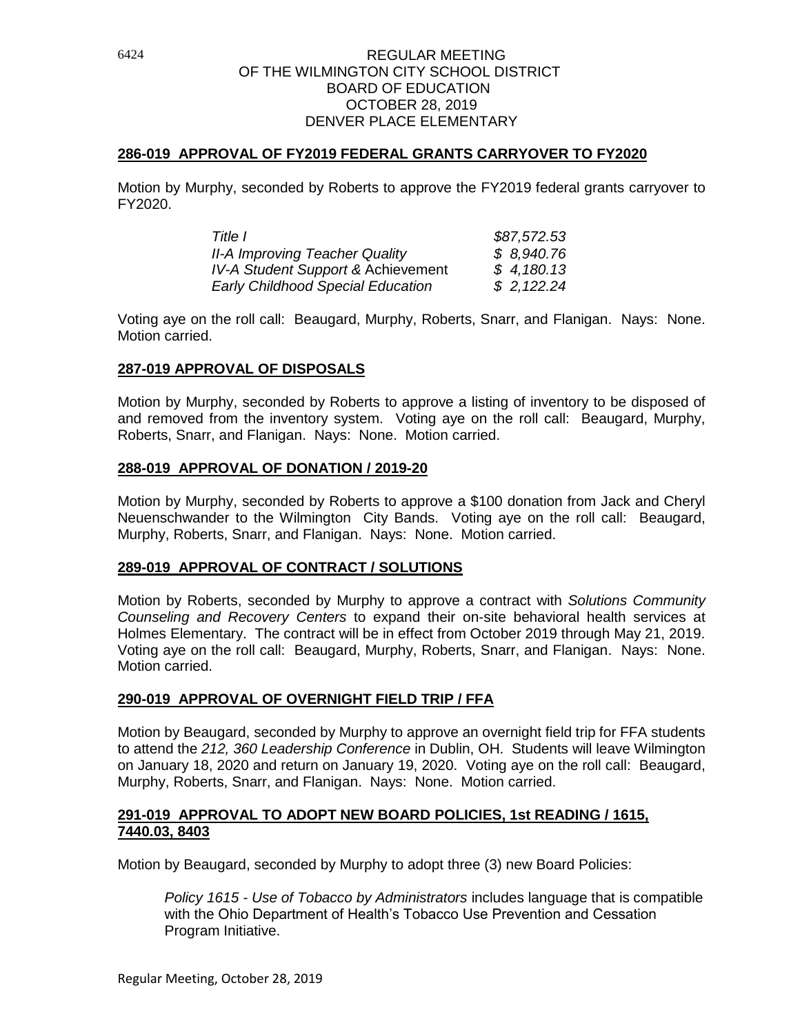REGULAR MEETING
OF THE WILMINGTON CITY SCHOOL DISTRICT
BOARD OF EDUCATION
OCTOBER 28, 2019
DENVER PLACE ELEMENTARY

**286-019 APPROVAL OF FY2019 FEDERAL GRANTS CARRYOVER TO FY2020**

Motion by Murphy, seconded by Roberts to approve the FY2019 federal grants carryover to FY2020.

| | |
|---|---|
| *Title I* | *$87,572.53* |
| *II-A Improving Teacher Quality* | *$ 8,940.76* |
| *IV-A Student Support & Achievement* | *$ 4,180.13* |
| *Early Childhood Special Education* | *$ 2,122.24* |

Voting aye on the roll call: Beaugard, Murphy, Roberts, Snarr, and Flanigan. Nays: None. Motion carried.

**287-019 APPROVAL OF DISPOSALS**

Motion by Murphy, seconded by Roberts to approve a listing of inventory to be disposed of and removed from the inventory system. Voting aye on the roll call: Beaugard, Murphy, Roberts, Snarr, and Flanigan. Nays: None. Motion carried.

**288-019 APPROVAL OF DONATION / 2019-20**

Motion by Murphy, seconded by Roberts to approve a $100 donation from Jack and Cheryl Neuenschwander to the Wilmington City Bands. Voting aye on the roll call: Beaugard, Murphy, Roberts, Snarr, and Flanigan. Nays: None. Motion carried.

**289-019 APPROVAL OF CONTRACT / SOLUTIONS**

Motion by Roberts, seconded by Murphy to approve a contract with *Solutions Community Counseling and Recovery Centers* to expand their on-site behavioral health services at Holmes Elementary. The contract will be in effect from October 2019 through May 21, 2019. Voting aye on the roll call: Beaugard, Murphy, Roberts, Snarr, and Flanigan. Nays: None. Motion carried.

**290-019 APPROVAL OF OVERNIGHT FIELD TRIP / FFA**

Motion by Beaugard, seconded by Murphy to approve an overnight field trip for FFA students to attend the *212, 360 Leadership Conference* in Dublin, OH. Students will leave Wilmington on January 18, 2020 and return on January 19, 2020. Voting aye on the roll call: Beaugard, Murphy, Roberts, Snarr, and Flanigan. Nays: None. Motion carried.

**291-019 APPROVAL TO ADOPT NEW BOARD POLICIES, 1st READING / 1615, 7440.03, 8403**

Motion by Beaugard, seconded by Murphy to adopt three (3) new Board Policies:

> *Policy 1615 - Use of Tobacco by Administrators* includes language that is compatible with the Ohio Department of Health's Tobacco Use Prevention and Cessation Program Initiative.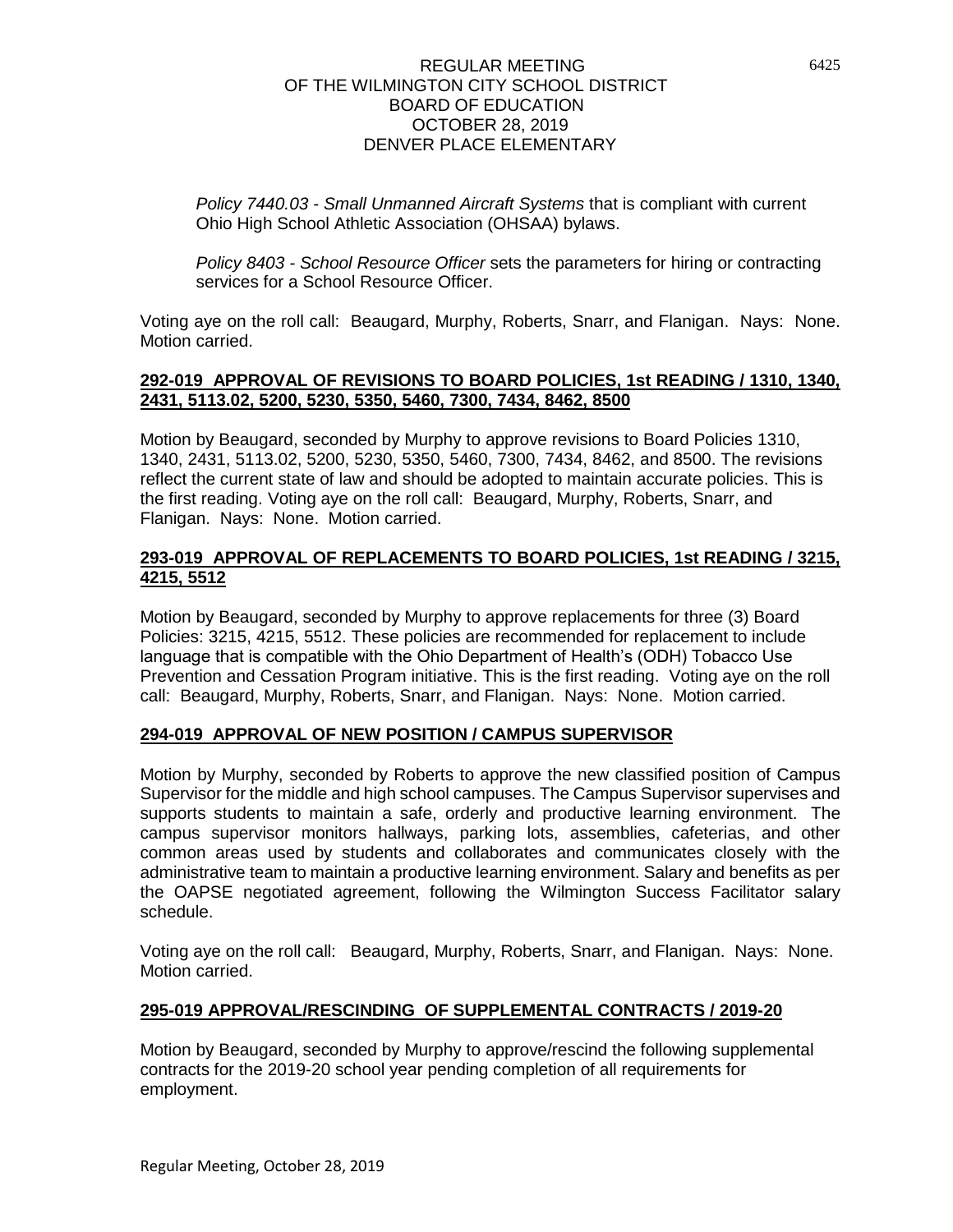*Policy 7440.03 - Small Unmanned Aircraft Systems* that is compliant with current Ohio High School Athletic Association (OHSAA) bylaws.

*Policy 8403 - School Resource Officer* sets the parameters for hiring or contracting services for a School Resource Officer.

Voting aye on the roll call: Beaugard, Murphy, Roberts, Snarr, and Flanigan. Nays: None. Motion carried.

**292-019 APPROVAL OF REVISIONS TO BOARD POLICIES, 1st READING / 1310, 1340, 2431, 5113.02, 5200, 5230, 5350, 5460, 7300, 7434, 8462, 8500**

Motion by Beaugard, seconded by Murphy to approve revisions to Board Policies 1310, 1340, 2431, 5113.02, 5200, 5230, 5350, 5460, 7300, 7434, 8462, and 8500. The revisions reflect the current state of law and should be adopted to maintain accurate policies. This is the first reading. Voting aye on the roll call: Beaugard, Murphy, Roberts, Snarr, and Flanigan. Nays: None. Motion carried.

**293-019 APPROVAL OF REPLACEMENTS TO BOARD POLICIES, 1st READING / 3215, 4215, 5512**

Motion by Beaugard, seconded by Murphy to approve replacements for three (3) Board Policies: 3215, 4215, 5512. These policies are recommended for replacement to include language that is compatible with the Ohio Department of Health's (ODH) Tobacco Use Prevention and Cessation Program initiative. This is the first reading. Voting aye on the roll call: Beaugard, Murphy, Roberts, Snarr, and Flanigan. Nays: None. Motion carried.

**294-019 APPROVAL OF NEW POSITION / CAMPUS SUPERVISOR**

Motion by Murphy, seconded by Roberts to approve the new classified position of Campus Supervisor for the middle and high school campuses. The Campus Supervisor supervises and supports students to maintain a safe, orderly and productive learning environment. The campus supervisor monitors hallways, parking lots, assemblies, cafeterias, and other common areas used by students and collaborates and communicates closely with the administrative team to maintain a productive learning environment. Salary and benefits as per the OAPSE negotiated agreement, following the Wilmington Success Facilitator salary schedule.

Voting aye on the roll call: Beaugard, Murphy, Roberts, Snarr, and Flanigan. Nays: None. Motion carried.

**295-019 APPROVAL/RESCINDING OF SUPPLEMENTAL CONTRACTS / 2019-20**

Motion by Beaugard, seconded by Murphy to approve/rescind the following supplemental contracts for the 2019-20 school year pending completion of all requirements for employment.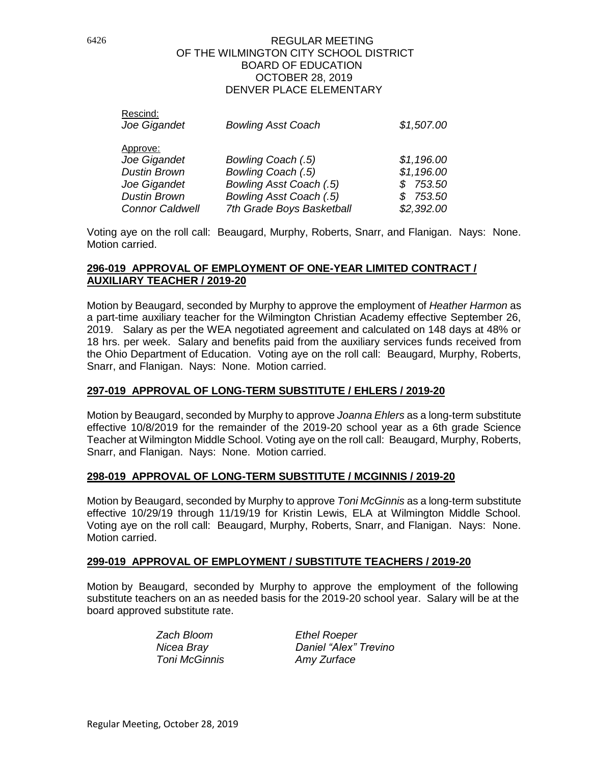# REGULAR MEETING OF THE WILMINGTON CITY SCHOOL DISTRICT BOARD OF EDUCATION OCTOBER 28, 2019 DENVER PLACE ELEMENTARY

Rescind:

| | | |
|---|---|---|
| *Joe Gigandet* | *Bowling Asst Coach* | *$1,507.00* |

Approve:

| | | |
|---|---|---|
| *Joe Gigandet* | *Bowling Coach (.5)* | *$1,196.00* |
| *Dustin Brown* | *Bowling Coach (.5)* | *$1,196.00* |
| *Joe Gigandet* | *Bowling Asst Coach (.5)* | *$ 753.50* |
| *Dustin Brown* | *Bowling Asst Coach (.5)* | *$ 753.50* |
| *Connor Caldwell* | *7th Grade Boys Basketball* | *$2,392.00* |

Voting aye on the roll call: Beaugard, Murphy, Roberts, Snarr, and Flanigan. Nays: None. Motion carried.

## 296-019 APPROVAL OF EMPLOYMENT OF ONE-YEAR LIMITED CONTRACT / AUXILIARY TEACHER / 2019-20

Motion by Beaugard, seconded by Murphy to approve the employment of *Heather Harmon* as a part-time auxiliary teacher for the Wilmington Christian Academy effective September 26, 2019. Salary as per the WEA negotiated agreement and calculated on 148 days at 48% or 18 hrs. per week. Salary and benefits paid from the auxiliary services funds received from the Ohio Department of Education. Voting aye on the roll call: Beaugard, Murphy, Roberts, Snarr, and Flanigan. Nays: None. Motion carried.

## 297-019 APPROVAL OF LONG-TERM SUBSTITUTE / EHLERS / 2019-20

Motion by Beaugard, seconded by Murphy to approve *Joanna Ehlers* as a long-term substitute effective 10/8/2019 for the remainder of the 2019-20 school year as a 6th grade Science Teacher at Wilmington Middle School. Voting aye on the roll call: Beaugard, Murphy, Roberts, Snarr, and Flanigan. Nays: None. Motion carried.

## 298-019 APPROVAL OF LONG-TERM SUBSTITUTE / MCGINNIS / 2019-20

Motion by Beaugard, seconded by Murphy to approve *Toni McGinnis* as a long-term substitute effective 10/29/19 through 11/19/19 for Kristin Lewis, ELA at Wilmington Middle School. Voting aye on the roll call: Beaugard, Murphy, Roberts, Snarr, and Flanigan. Nays: None. Motion carried.

## 299-019 APPROVAL OF EMPLOYMENT / SUBSTITUTE TEACHERS / 2019-20

Motion by Beaugard, seconded by Murphy to approve the employment of the following substitute teachers on an as needed basis for the 2019-20 school year. Salary will be at the board approved substitute rate.

| | |
|---|---|
| *Zach Bloom* | *Ethel Roeper* |
| *Nicea Bray* | *Daniel "Alex" Trevino* |
| *Toni McGinnis* | *Amy Zurface* |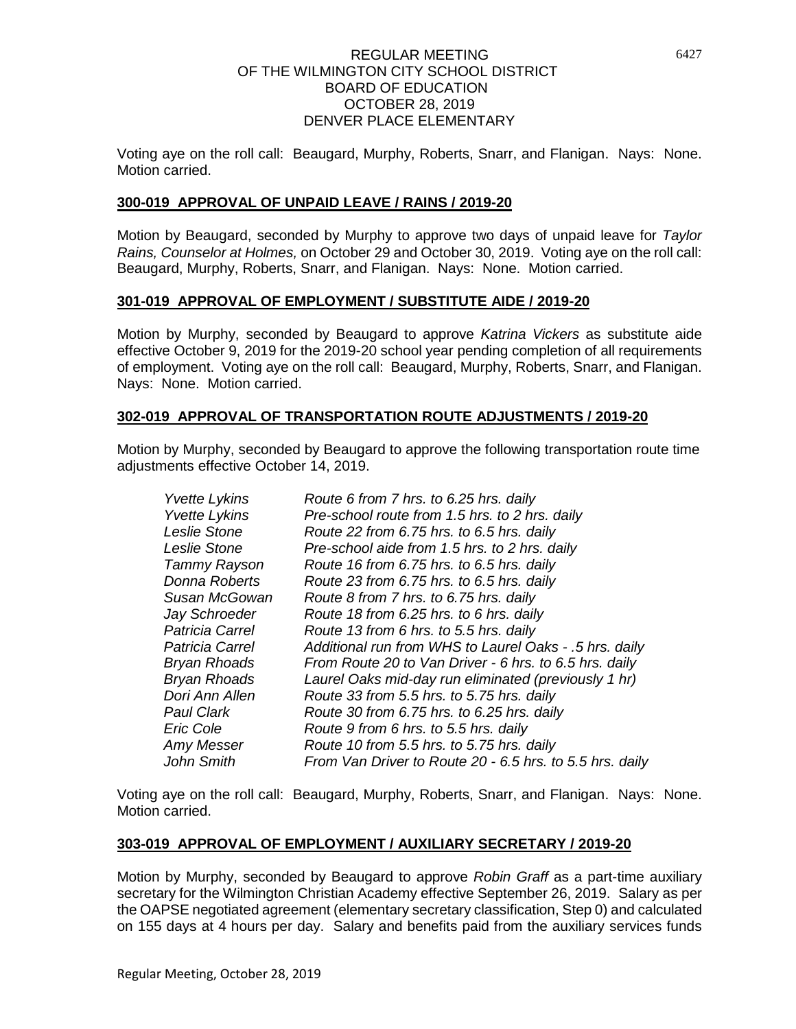Voting aye on the roll call: Beaugard, Murphy, Roberts, Snarr, and Flanigan. Nays: None. Motion carried.

## 300-019 APPROVAL OF UNPAID LEAVE / RAINS / 2019-20

Motion by Beaugard, seconded by Murphy to approve two days of unpaid leave for *Taylor Rains, Counselor at Holmes,* on October 29 and October 30, 2019. Voting aye on the roll call: Beaugard, Murphy, Roberts, Snarr, and Flanigan. Nays: None. Motion carried.

## 301-019 APPROVAL OF EMPLOYMENT / SUBSTITUTE AIDE / 2019-20

Motion by Murphy, seconded by Beaugard to approve *Katrina Vickers* as substitute aide effective October 9, 2019 for the 2019-20 school year pending completion of all requirements of employment. Voting aye on the roll call: Beaugard, Murphy, Roberts, Snarr, and Flanigan. Nays: None. Motion carried.

## 302-019 APPROVAL OF TRANSPORTATION ROUTE ADJUSTMENTS / 2019-20

Motion by Murphy, seconded by Beaugard to approve the following transportation route time adjustments effective October 14, 2019.

| | |
|---|---|
| *Yvette Lykins* | *Route 6 from 7 hrs. to 6.25 hrs. daily* |
| *Yvette Lykins* | *Pre-school route from 1.5 hrs. to 2 hrs. daily* |
| *Leslie Stone* | *Route 22 from 6.75 hrs. to 6.5 hrs. daily* |
| *Leslie Stone* | *Pre-school aide from 1.5 hrs. to 2 hrs. daily* |
| *Tammy Rayson* | *Route 16 from 6.75 hrs. to 6.5 hrs. daily* |
| *Donna Roberts* | *Route 23 from 6.75 hrs. to 6.5 hrs. daily* |
| *Susan McGowan* | *Route 8 from 7 hrs. to 6.75 hrs. daily* |
| *Jay Schroeder* | *Route 18 from 6.25 hrs. to 6 hrs. daily* |
| *Patricia Carrel* | *Route 13 from 6 hrs. to 5.5 hrs. daily* |
| *Patricia Carrel* | *Additional run from WHS to Laurel Oaks - .5 hrs. daily* |
| *Bryan Rhoads* | *From Route 20 to Van Driver - 6 hrs. to 6.5 hrs. daily* |
| *Bryan Rhoads* | *Laurel Oaks mid-day run eliminated (previously 1 hr)* |
| *Dori Ann Allen* | *Route 33 from 5.5 hrs. to 5.75 hrs. daily* |
| *Paul Clark* | *Route 30 from 6.75 hrs. to 6.25 hrs. daily* |
| *Eric Cole* | *Route 9 from 6 hrs. to 5.5 hrs. daily* |
| *Amy Messer* | *Route 10 from 5.5 hrs. to 5.75 hrs. daily* |
| *John Smith* | *From Van Driver to Route 20 - 6.5 hrs. to 5.5 hrs. daily* |

Voting aye on the roll call: Beaugard, Murphy, Roberts, Snarr, and Flanigan. Nays: None. Motion carried.

## 303-019 APPROVAL OF EMPLOYMENT / AUXILIARY SECRETARY / 2019-20

Motion by Murphy, seconded by Beaugard to approve *Robin Graff* as a part-time auxiliary secretary for the Wilmington Christian Academy effective September 26, 2019. Salary as per the OAPSE negotiated agreement (elementary secretary classification, Step 0) and calculated on 155 days at 4 hours per day. Salary and benefits paid from the auxiliary services funds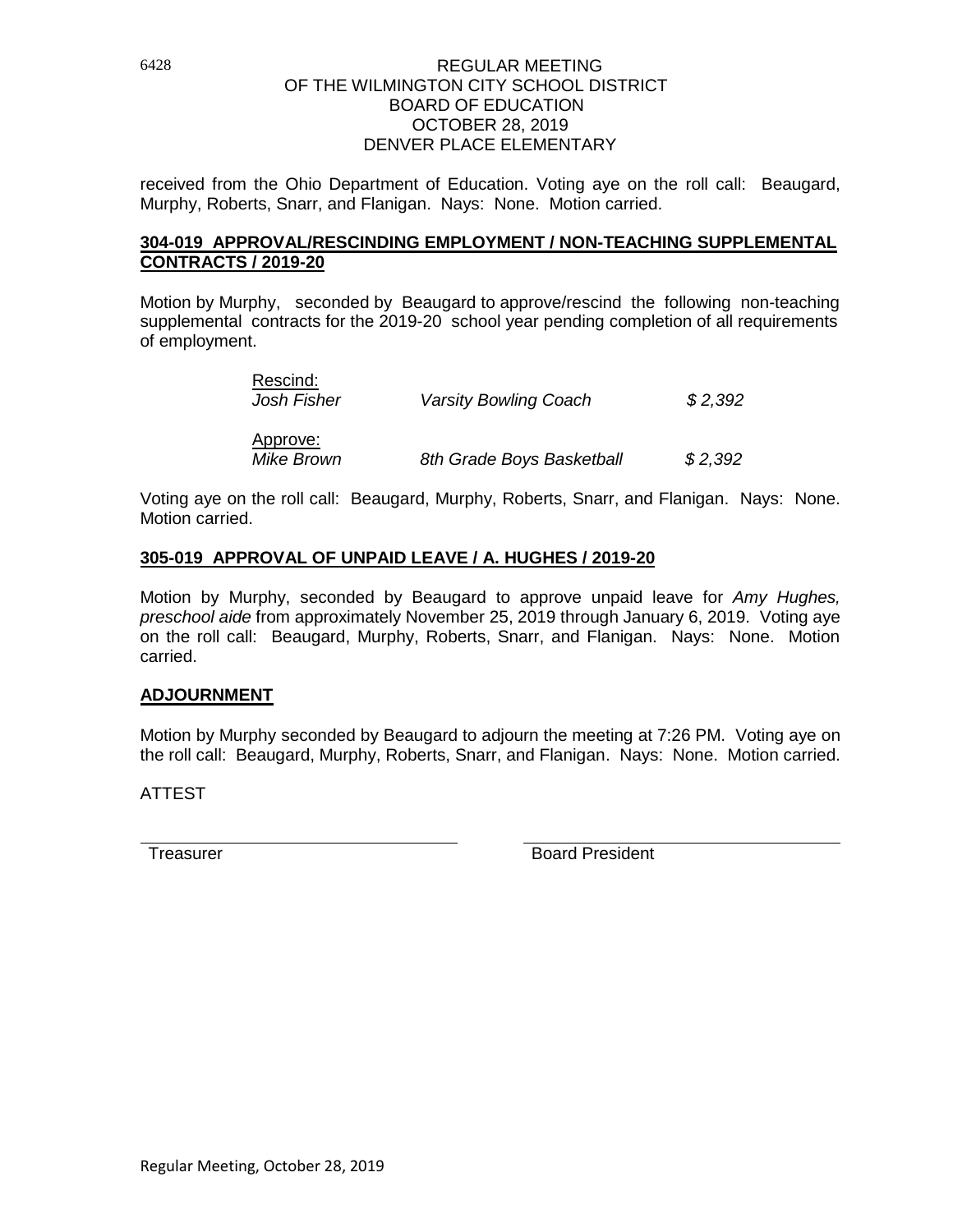received from the Ohio Department of Education. Voting aye on the roll call: Beaugard, Murphy, Roberts, Snarr, and Flanigan. Nays: None. Motion carried.

**304-019 APPROVAL/RESCINDING EMPLOYMENT / NON-TEACHING SUPPLEMENTAL CONTRACTS / 2019-20**

Motion by Murphy, seconded by Beaugard to approve/rescind the following non-teaching supplemental contracts for the 2019-20 school year pending completion of all requirements of employment.

| | | |
|---|---|---|
| Rescind: | | |
| *Josh Fisher* | *Varsity Bowling Coach* | *$ 2,392* |
| Approve: | | |
| *Mike Brown* | *8th Grade Boys Basketball* | *$ 2,392* |

Voting aye on the roll call: Beaugard, Murphy, Roberts, Snarr, and Flanigan. Nays: None. Motion carried.

**305-019 APPROVAL OF UNPAID LEAVE / A. HUGHES / 2019-20**

Motion by Murphy, seconded by Beaugard to approve unpaid leave for *Amy Hughes, preschool aide* from approximately November 25, 2019 through January 6, 2019. Voting aye on the roll call: Beaugard, Murphy, Roberts, Snarr, and Flanigan. Nays: None. Motion carried.

**ADJOURNMENT**

Motion by Murphy seconded by Beaugard to adjourn the meeting at 7:26 PM. Voting aye on the roll call: Beaugard, Murphy, Roberts, Snarr, and Flanigan. Nays: None. Motion carried.

ATTEST

Treasurer

Board President